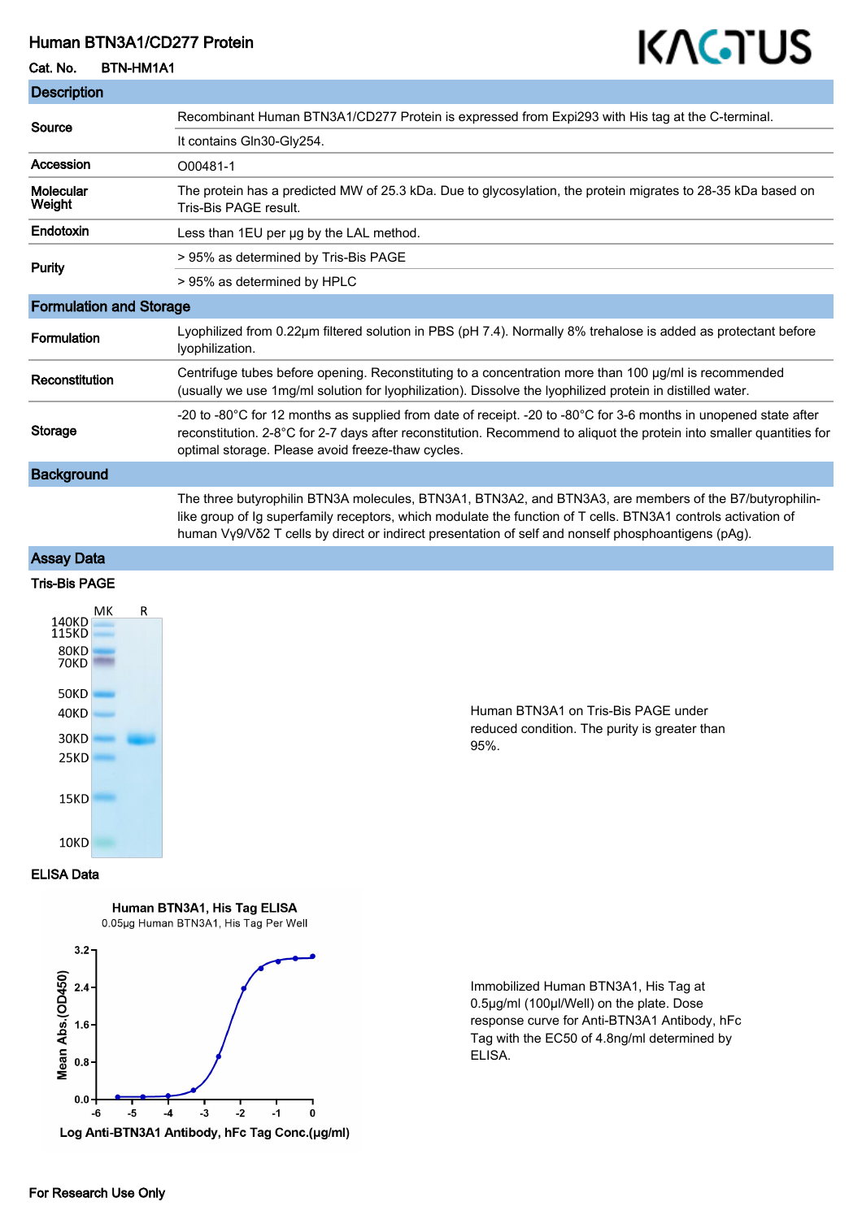# Human BTN3A1/CD277 Protein

**Cat. No.** BTN-HM1A1

KACTUS

## Description

| | |
|---|---|
| **Source** | Recombinant Human BTN3A1/CD277 Protein is expressed from Expi293 with His tag at the C-terminal. |
| | It contains Gln30-Gly254. |
| **Accession** | O00481-1 |
| **Molecular Weight** | The protein has a predicted MW of 25.3 kDa. Due to glycosylation, the protein migrates to 28-35 kDa based on Tris-Bis PAGE result. |
| **Endotoxin** | Less than 1EU per μg by the LAL method. |
| **Purity** | > 95% as determined by Tris-Bis PAGE |
| | > 95% as determined by HPLC |

## Formulation and Storage

| | |
|---|---|
| **Formulation** | Lyophilized from 0.22μm filtered solution in PBS (pH 7.4). Normally 8% trehalose is added as protectant before lyophilization. |
| **Reconstitution** | Centrifuge tubes before opening. Reconstituting to a concentration more than 100 μg/ml is recommended (usually we use 1mg/ml solution for lyophilization). Dissolve the lyophilized protein in distilled water. |
| **Storage** | -20 to -80°C for 12 months as supplied from date of receipt. -20 to -80°C for 3-6 months in unopened state after reconstitution. 2-8°C for 2-7 days after reconstitution. Recommend to aliquot the protein into smaller quantities for optimal storage. Please avoid freeze-thaw cycles. |

## Background

The three butyrophilin BTN3A molecules, BTN3A1, BTN3A2, and BTN3A3, are members of the B7/butyrophilin-like group of Ig superfamily receptors, which modulate the function of T cells. BTN3A1 controls activation of human Vγ9/Vδ2 T cells by direct or indirect presentation of self and nonself phosphoantigens (pAg).

## Assay Data

### Tris-Bis PAGE

Human BTN3A1 on Tris-Bis PAGE under reduced condition. The purity is greater than 95%.

### ELISA Data

Immobilized Human BTN3A1, His Tag at 0.5μg/ml (100μl/Well) on the plate. Dose response curve for Anti-BTN3A1 Antibody, hFc Tag with the EC50 of 4.8ng/ml determined by ELISA.

For Research Use Only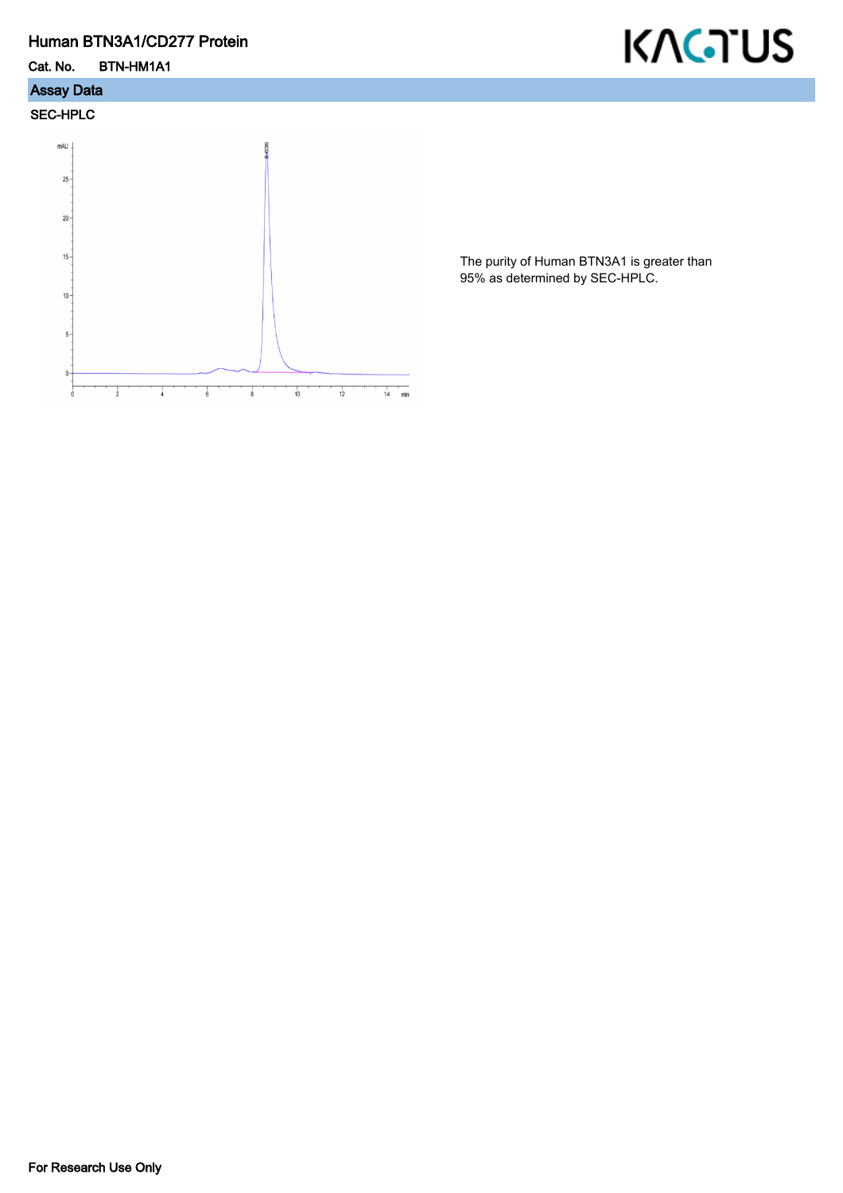# Human BTN3A1/CD277 Protein

Cat. No. BTN-HM1A1

KACTUS

## Assay Data

### SEC-HPLC

mAU

25

20

15

10

5

0

0 2 4 6 8 10 12 14 min

The purity of Human BTN3A1 is greater than 95% as determined by SEC-HPLC.

For Research Use Only